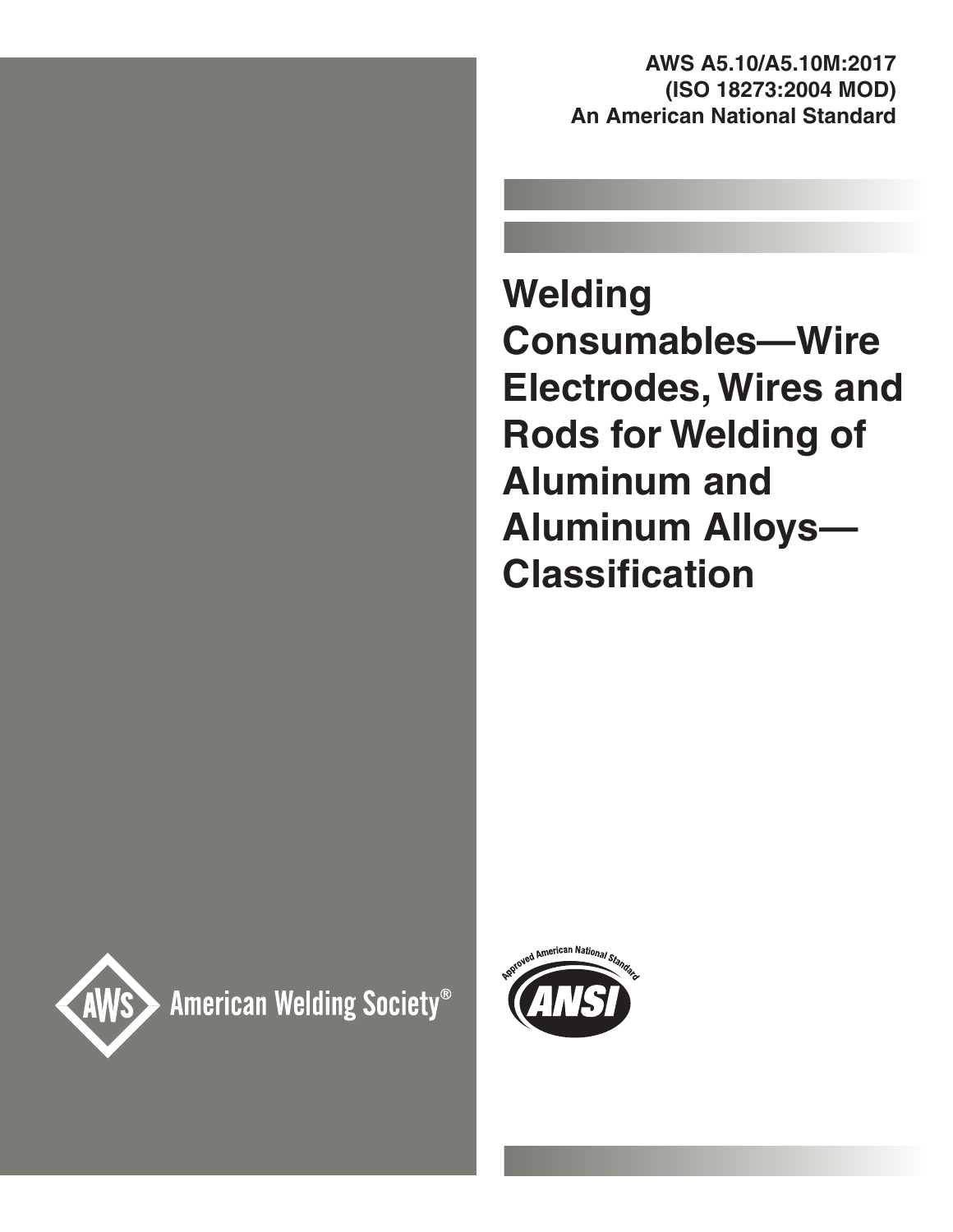**AWS A5.10/A5.10M:2017**
**(ISO 18273:2004 MOD)**
**An American National Standard**

# Welding Consumables—Wire Electrodes, Wires and Rods for Welding of Aluminum and Aluminum Alloys—Classification

American Welding Society®

Approved American National Standard

ANSI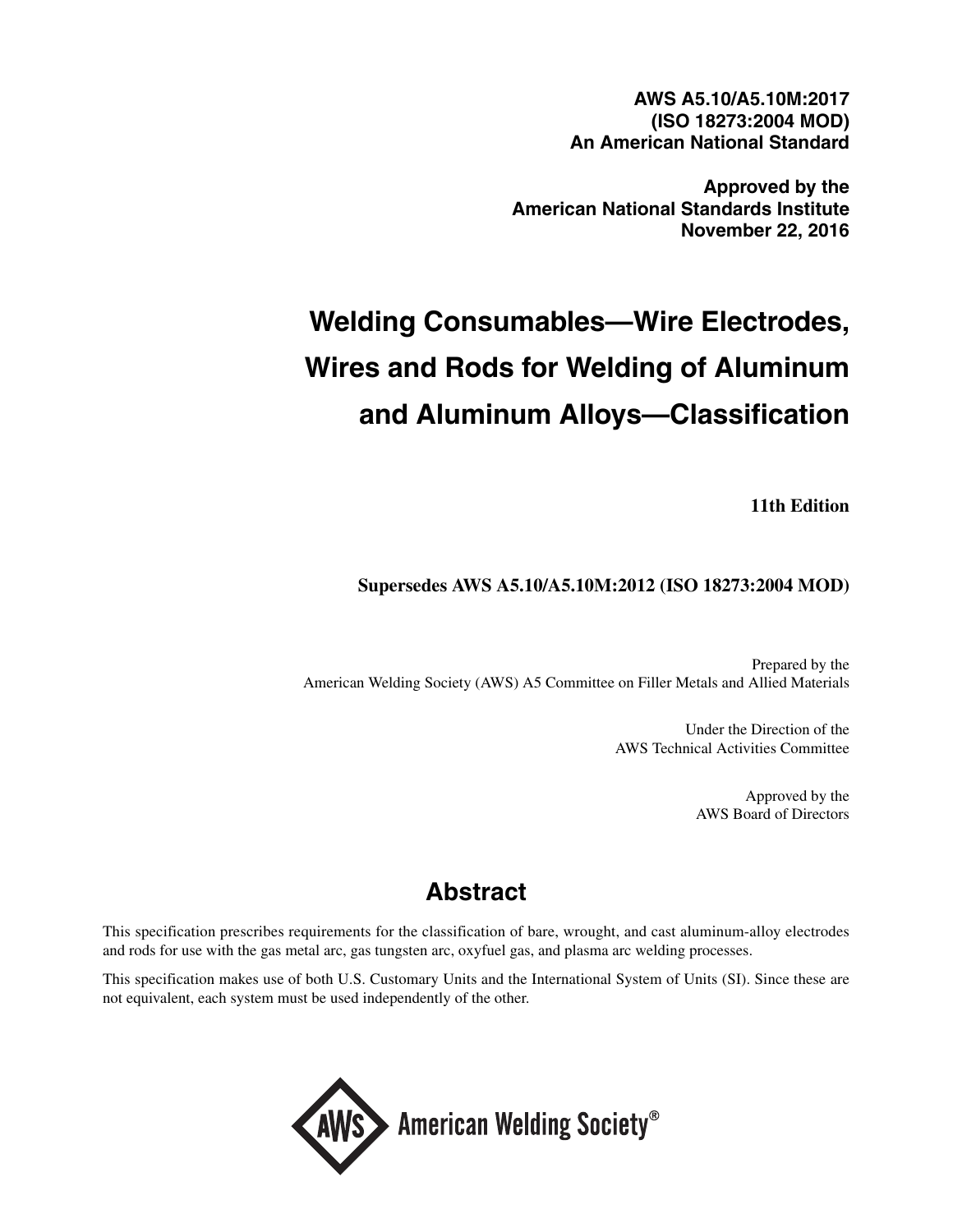**AWS A5.10/A5.10M:2017**
**(ISO 18273:2004 MOD)**
**An American National Standard**

**Approved by the**
**American National Standards Institute**
**November 22, 2016**

# Welding Consumables—Wire Electrodes, Wires and Rods for Welding of Aluminum and Aluminum Alloys—Classification

**11th Edition**

**Supersedes AWS A5.10/A5.10M:2012 (ISO 18273:2004 MOD)**

Prepared by the
American Welding Society (AWS) A5 Committee on Filler Metals and Allied Materials

Under the Direction of the
AWS Technical Activities Committee

Approved by the
AWS Board of Directors

## Abstract

This specification prescribes requirements for the classification of bare, wrought, and cast aluminum-alloy electrodes and rods for use with the gas metal arc, gas tungsten arc, oxyfuel gas, and plasma arc welding processes.

This specification makes use of both U.S. Customary Units and the International System of Units (SI). Since these are not equivalent, each system must be used independently of the other.

American Welding Society®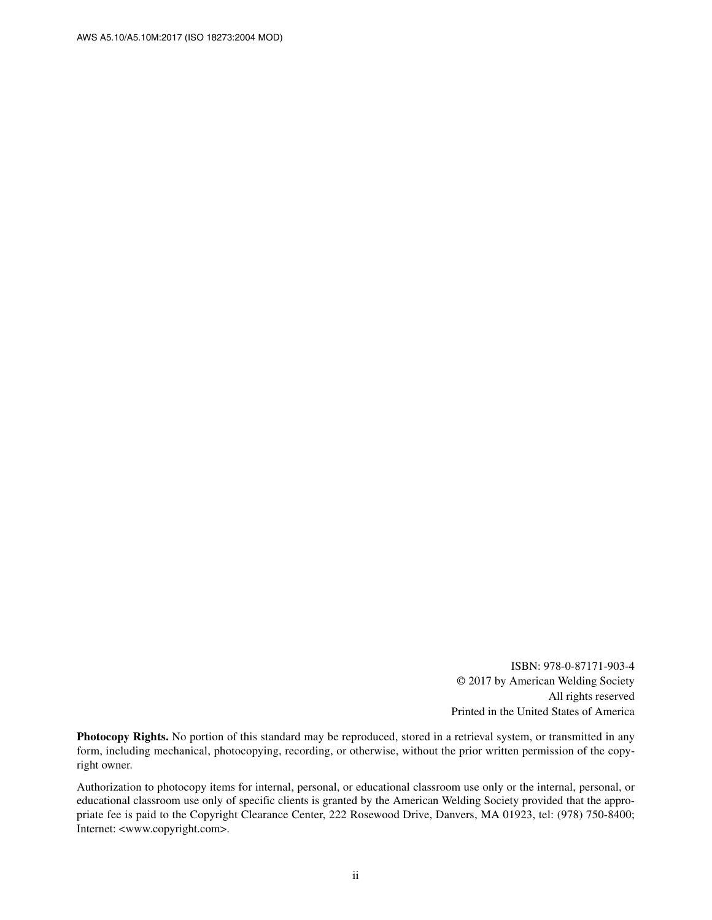ISBN: 978-0-87171-903-4
© 2017 by American Welding Society
All rights reserved
Printed in the United States of America

**Photocopy Rights.** No portion of this standard may be reproduced, stored in a retrieval system, or transmitted in any form, including mechanical, photocopying, recording, or otherwise, without the prior written permission of the copyright owner.

Authorization to photocopy items for internal, personal, or educational classroom use only or the internal, personal, or educational classroom use only of specific clients is granted by the American Welding Society provided that the appropriate fee is paid to the Copyright Clearance Center, 222 Rosewood Drive, Danvers, MA 01923, tel: (978) 750-8400; Internet: <www.copyright.com>.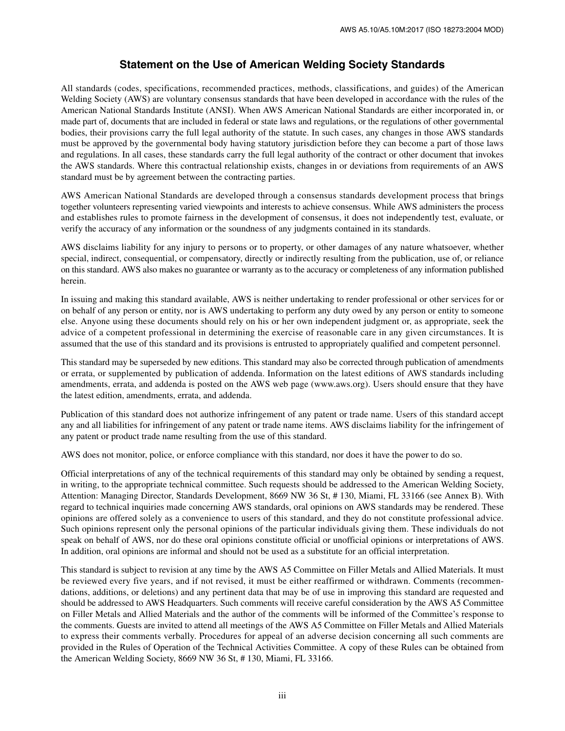## Statement on the Use of American Welding Society Standards

All standards (codes, specifications, recommended practices, methods, classifications, and guides) of the American Welding Society (AWS) are voluntary consensus standards that have been developed in accordance with the rules of the American National Standards Institute (ANSI). When AWS American National Standards are either incorporated in, or made part of, documents that are included in federal or state laws and regulations, or the regulations of other governmental bodies, their provisions carry the full legal authority of the statute. In such cases, any changes in those AWS standards must be approved by the governmental body having statutory jurisdiction before they can become a part of those laws and regulations. In all cases, these standards carry the full legal authority of the contract or other document that invokes the AWS standards. Where this contractual relationship exists, changes in or deviations from requirements of an AWS standard must be by agreement between the contracting parties.

AWS American National Standards are developed through a consensus standards development process that brings together volunteers representing varied viewpoints and interests to achieve consensus. While AWS administers the process and establishes rules to promote fairness in the development of consensus, it does not independently test, evaluate, or verify the accuracy of any information or the soundness of any judgments contained in its standards.

AWS disclaims liability for any injury to persons or to property, or other damages of any nature whatsoever, whether special, indirect, consequential, or compensatory, directly or indirectly resulting from the publication, use of, or reliance on this standard. AWS also makes no guarantee or warranty as to the accuracy or completeness of any information published herein.

In issuing and making this standard available, AWS is neither undertaking to render professional or other services for or on behalf of any person or entity, nor is AWS undertaking to perform any duty owed by any person or entity to someone else. Anyone using these documents should rely on his or her own independent judgment or, as appropriate, seek the advice of a competent professional in determining the exercise of reasonable care in any given circumstances. It is assumed that the use of this standard and its provisions is entrusted to appropriately qualified and competent personnel.

This standard may be superseded by new editions. This standard may also be corrected through publication of amendments or errata, or supplemented by publication of addenda. Information on the latest editions of AWS standards including amendments, errata, and addenda is posted on the AWS web page (www.aws.org). Users should ensure that they have the latest edition, amendments, errata, and addenda.

Publication of this standard does not authorize infringement of any patent or trade name. Users of this standard accept any and all liabilities for infringement of any patent or trade name items. AWS disclaims liability for the infringement of any patent or product trade name resulting from the use of this standard.

AWS does not monitor, police, or enforce compliance with this standard, nor does it have the power to do so.

Official interpretations of any of the technical requirements of this standard may only be obtained by sending a request, in writing, to the appropriate technical committee. Such requests should be addressed to the American Welding Society, Attention: Managing Director, Standards Development, 8669 NW 36 St, # 130, Miami, FL 33166 (see Annex B). With regard to technical inquiries made concerning AWS standards, oral opinions on AWS standards may be rendered. These opinions are offered solely as a convenience to users of this standard, and they do not constitute professional advice. Such opinions represent only the personal opinions of the particular individuals giving them. These individuals do not speak on behalf of AWS, nor do these oral opinions constitute official or unofficial opinions or interpretations of AWS. In addition, oral opinions are informal and should not be used as a substitute for an official interpretation.

This standard is subject to revision at any time by the AWS A5 Committee on Filler Metals and Allied Materials. It must be reviewed every five years, and if not revised, it must be either reaffirmed or withdrawn. Comments (recommendations, additions, or deletions) and any pertinent data that may be of use in improving this standard are requested and should be addressed to AWS Headquarters. Such comments will receive careful consideration by the AWS A5 Committee on Filler Metals and Allied Materials and the author of the comments will be informed of the Committee's response to the comments. Guests are invited to attend all meetings of the AWS A5 Committee on Filler Metals and Allied Materials to express their comments verbally. Procedures for appeal of an adverse decision concerning all such comments are provided in the Rules of Operation of the Technical Activities Committee. A copy of these Rules can be obtained from the American Welding Society, 8669 NW 36 St, # 130, Miami, FL 33166.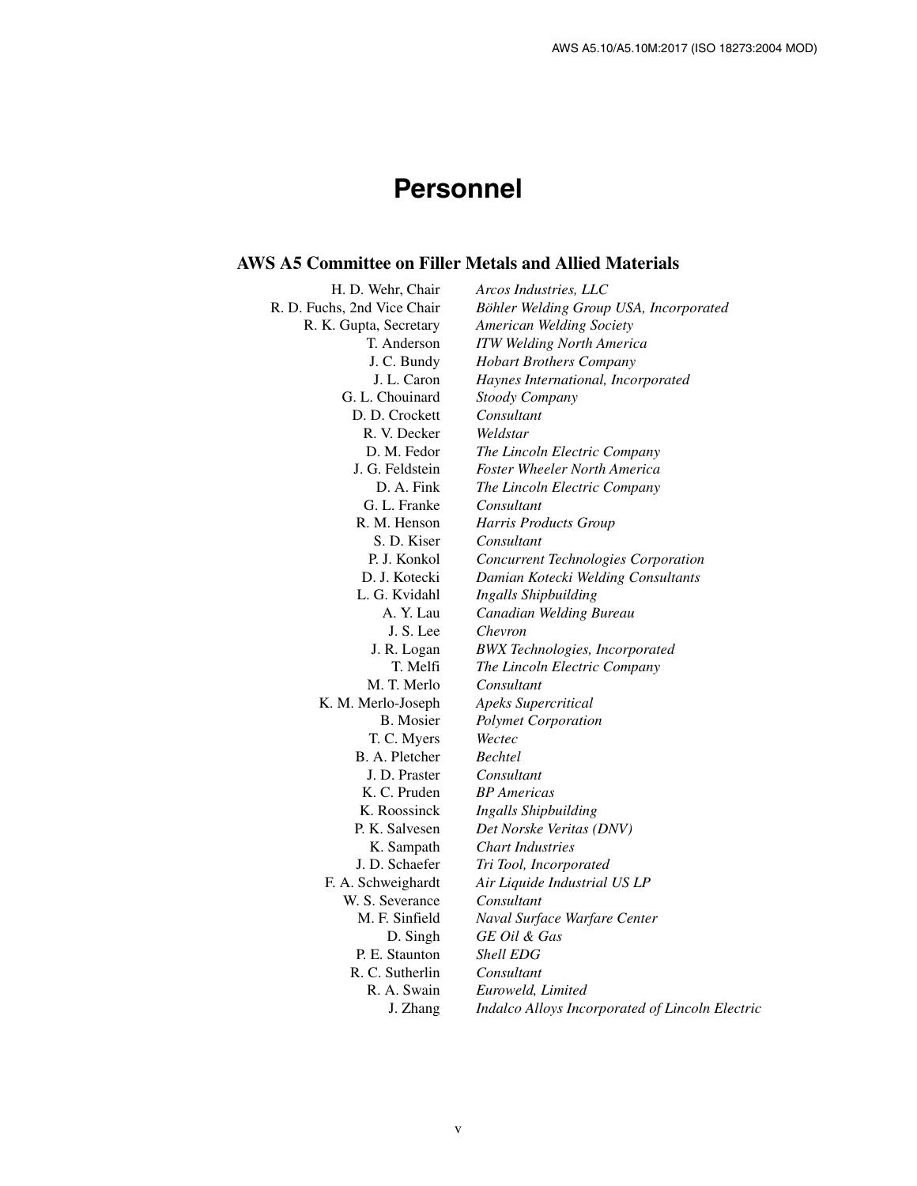# Personnel

## AWS A5 Committee on Filler Metals and Allied Materials

| | |
|---|---|
| H. D. Wehr, Chair | *Arcos Industries, LLC* |
| R. D. Fuchs, 2nd Vice Chair | *Böhler Welding Group USA, Incorporated* |
| R. K. Gupta, Secretary | *American Welding Society* |
| T. Anderson | *ITW Welding North America* |
| J. C. Bundy | *Hobart Brothers Company* |
| J. L. Caron | *Haynes International, Incorporated* |
| G. L. Chouinard | *Stoody Company* |
| D. D. Crockett | *Consultant* |
| R. V. Decker | *Weldstar* |
| D. M. Fedor | *The Lincoln Electric Company* |
| J. G. Feldstein | *Foster Wheeler North America* |
| D. A. Fink | *The Lincoln Electric Company* |
| G. L. Franke | *Consultant* |
| R. M. Henson | *Harris Products Group* |
| S. D. Kiser | *Consultant* |
| P. J. Konkol | *Concurrent Technologies Corporation* |
| D. J. Kotecki | *Damian Kotecki Welding Consultants* |
| L. G. Kvidahl | *Ingalls Shipbuilding* |
| A. Y. Lau | *Canadian Welding Bureau* |
| J. S. Lee | *Chevron* |
| J. R. Logan | *BWX Technologies, Incorporated* |
| T. Melfi | *The Lincoln Electric Company* |
| M. T. Merlo | *Consultant* |
| K. M. Merlo-Joseph | *Apeks Supercritical* |
| B. Mosier | *Polymet Corporation* |
| T. C. Myers | *Wectec* |
| B. A. Pletcher | *Bechtel* |
| J. D. Praster | *Consultant* |
| K. C. Pruden | *BP Americas* |
| K. Roossinck | *Ingalls Shipbuilding* |
| P. K. Salvesen | *Det Norske Veritas (DNV)* |
| K. Sampath | *Chart Industries* |
| J. D. Schaefer | *Tri Tool, Incorporated* |
| F. A. Schweighardt | *Air Liquide Industrial US LP* |
| W. S. Severance | *Consultant* |
| M. F. Sinfield | *Naval Surface Warfare Center* |
| D. Singh | *GE Oil & Gas* |
| P. E. Staunton | *Shell EDG* |
| R. C. Sutherlin | *Consultant* |
| R. A. Swain | *Euroweld, Limited* |
| J. Zhang | *Indalco Alloys Incorporated of Lincoln Electric* |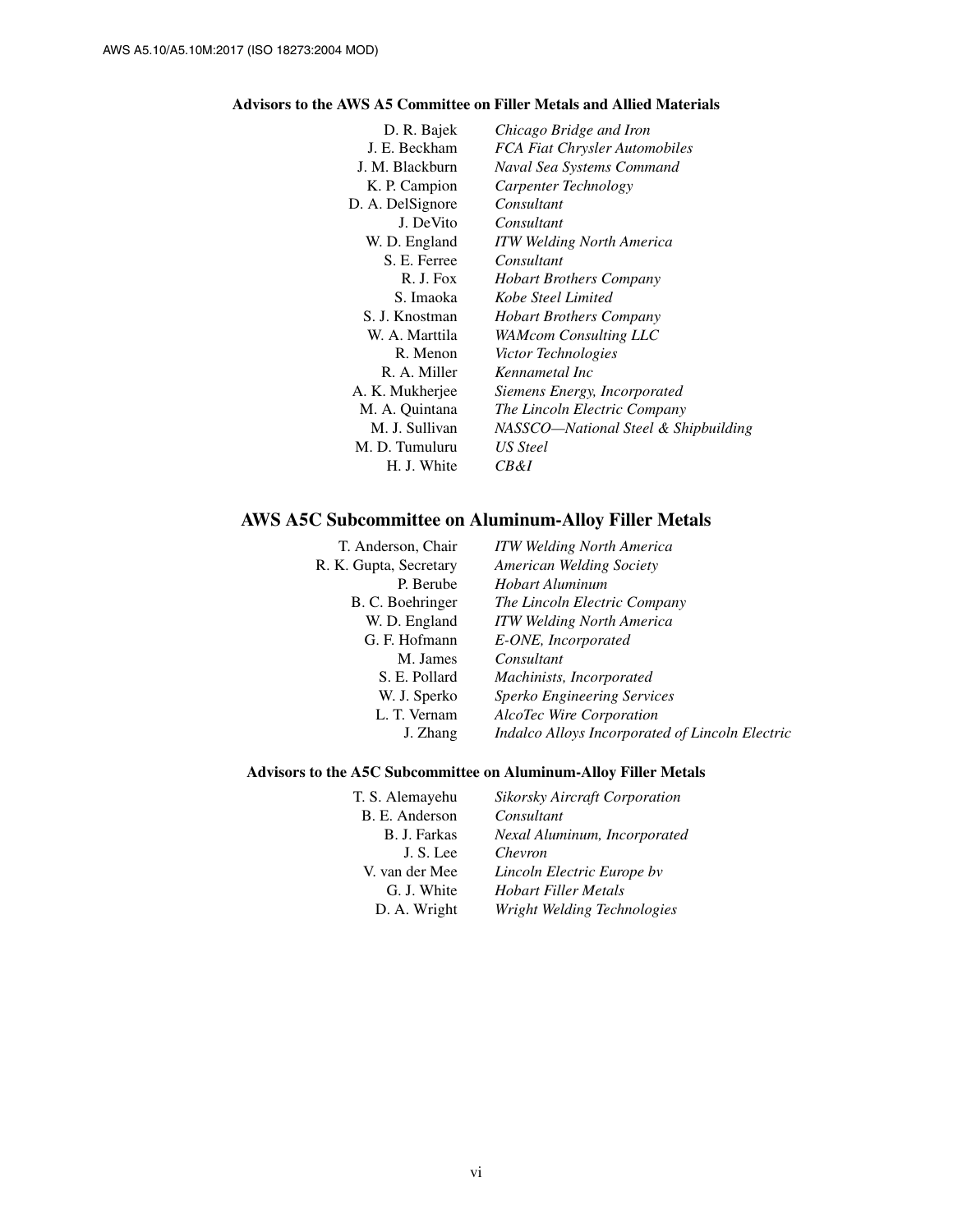### Advisors to the AWS A5 Committee on Filler Metals and Allied Materials

| | |
|---|---|
| D. R. Bajek | *Chicago Bridge and Iron* |
| J. E. Beckham | *FCA Fiat Chrysler Automobiles* |
| J. M. Blackburn | *Naval Sea Systems Command* |
| K. P. Campion | *Carpenter Technology* |
| D. A. DelSignore | *Consultant* |
| J. DeVito | *Consultant* |
| W. D. England | *ITW Welding North America* |
| S. E. Ferree | *Consultant* |
| R. J. Fox | *Hobart Brothers Company* |
| S. Imaoka | *Kobe Steel Limited* |
| S. J. Knostman | *Hobart Brothers Company* |
| W. A. Marttila | *WAMcom Consulting LLC* |
| R. Menon | *Victor Technologies* |
| R. A. Miller | *Kennametal Inc* |
| A. K. Mukherjee | *Siemens Energy, Incorporated* |
| M. A. Quintana | *The Lincoln Electric Company* |
| M. J. Sullivan | *NASSCO—National Steel & Shipbuilding* |
| M. D. Tumuluru | *US Steel* |
| H. J. White | *CB&I* |

## AWS A5C Subcommittee on Aluminum-Alloy Filler Metals

| | |
|---|---|
| T. Anderson, Chair | *ITW Welding North America* |
| R. K. Gupta, Secretary | *American Welding Society* |
| P. Berube | *Hobart Aluminum* |
| B. C. Boehringer | *The Lincoln Electric Company* |
| W. D. England | *ITW Welding North America* |
| G. F. Hofmann | *E-ONE, Incorporated* |
| M. James | *Consultant* |
| S. E. Pollard | *Machinists, Incorporated* |
| W. J. Sperko | *Sperko Engineering Services* |
| L. T. Vernam | *AlcoTec Wire Corporation* |
| J. Zhang | *Indalco Alloys Incorporated of Lincoln Electric* |

### Advisors to the A5C Subcommittee on Aluminum-Alloy Filler Metals

| | |
|---|---|
| T. S. Alemayehu | *Sikorsky Aircraft Corporation* |
| B. E. Anderson | *Consultant* |
| B. J. Farkas | *Nexal Aluminum, Incorporated* |
| J. S. Lee | *Chevron* |
| V. van der Mee | *Lincoln Electric Europe bv* |
| G. J. White | *Hobart Filler Metals* |
| D. A. Wright | *Wright Welding Technologies* |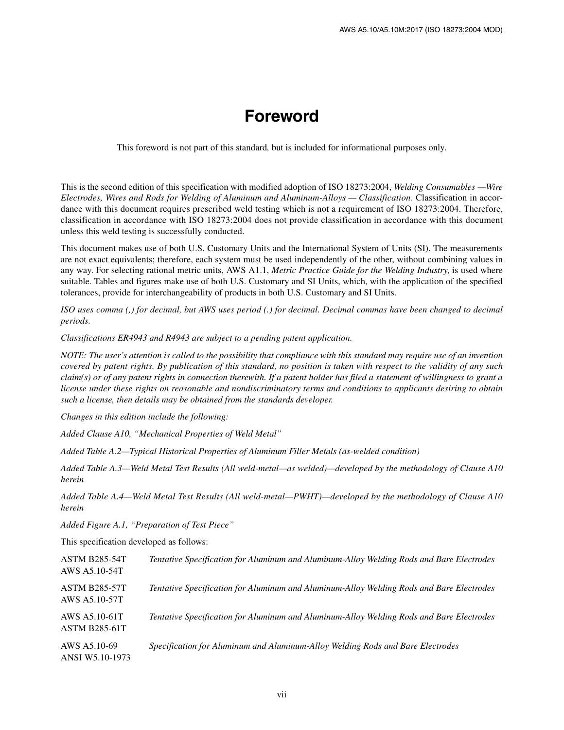# Foreword

This foreword is not part of this standard, but is included for informational purposes only.

This is the second edition of this specification with modified adoption of ISO 18273:2004, *Welding Consumables —Wire Electrodes, Wires and Rods for Welding of Aluminum and Aluminum-Alloys — Classification*. Classification in accordance with this document requires prescribed weld testing which is not a requirement of ISO 18273:2004. Therefore, classification in accordance with ISO 18273:2004 does not provide classification in accordance with this document unless this weld testing is successfully conducted.

This document makes use of both U.S. Customary Units and the International System of Units (SI). The measurements are not exact equivalents; therefore, each system must be used independently of the other, without combining values in any way. For selecting rational metric units, AWS A1.1, *Metric Practice Guide for the Welding Industry*, is used where suitable. Tables and figures make use of both U.S. Customary and SI Units, which, with the application of the specified tolerances, provide for interchangeability of products in both U.S. Customary and SI Units.

*ISO uses comma (,) for decimal, but AWS uses period (.) for decimal. Decimal commas have been changed to decimal periods.*

*Classifications ER4943 and R4943 are subject to a pending patent application.*

*NOTE: The user's attention is called to the possibility that compliance with this standard may require use of an invention covered by patent rights. By publication of this standard, no position is taken with respect to the validity of any such claim(s) or of any patent rights in connection therewith. If a patent holder has filed a statement of willingness to grant a license under these rights on reasonable and nondiscriminatory terms and conditions to applicants desiring to obtain such a license, then details may be obtained from the standards developer.*

*Changes in this edition include the following:*

*Added Clause A10, "Mechanical Properties of Weld Metal"*

*Added Table A.2—Typical Historical Properties of Aluminum Filler Metals (as-welded condition)*

*Added Table A.3—Weld Metal Test Results (All weld-metal—as welded)—developed by the methodology of Clause A10 herein*

*Added Table A.4—Weld Metal Test Results (All weld-metal—PWHT)—developed by the methodology of Clause A10 herein*

*Added Figure A.1, "Preparation of Test Piece"*

This specification developed as follows:

| | |
|---|---|
| ASTM B285-54T<br>AWS A5.10-54T | *Tentative Specification for Aluminum and Aluminum-Alloy Welding Rods and Bare Electrodes* |
| ASTM B285-57T<br>AWS A5.10-57T | *Tentative Specification for Aluminum and Aluminum-Alloy Welding Rods and Bare Electrodes* |
| AWS A5.10-61T<br>ASTM B285-61T | *Tentative Specification for Aluminum and Aluminum-Alloy Welding Rods and Bare Electrodes* |
| AWS A5.10-69<br>ANSI W5.10-1973 | *Specification for Aluminum and Aluminum-Alloy Welding Rods and Bare Electrodes* |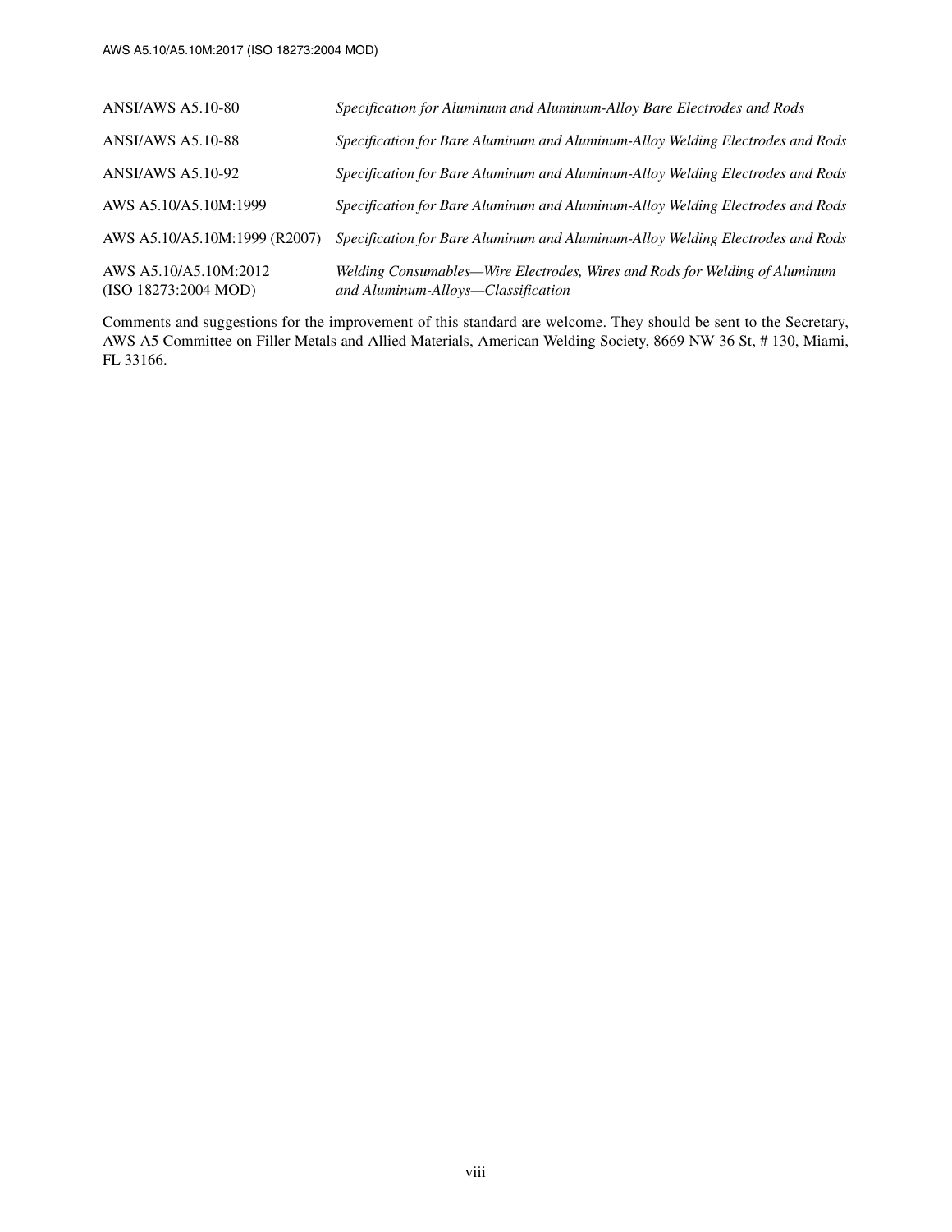| | |
|---|---|
| ANSI/AWS A5.10-80 | *Specification for Aluminum and Aluminum-Alloy Bare Electrodes and Rods* |
| ANSI/AWS A5.10-88 | *Specification for Bare Aluminum and Aluminum-Alloy Welding Electrodes and Rods* |
| ANSI/AWS A5.10-92 | *Specification for Bare Aluminum and Aluminum-Alloy Welding Electrodes and Rods* |
| AWS A5.10/A5.10M:1999 | *Specification for Bare Aluminum and Aluminum-Alloy Welding Electrodes and Rods* |
| AWS A5.10/A5.10M:1999 (R2007) | *Specification for Bare Aluminum and Aluminum-Alloy Welding Electrodes and Rods* |
| AWS A5.10/A5.10M:2012 (ISO 18273:2004 MOD) | *Welding Consumables—Wire Electrodes, Wires and Rods for Welding of Aluminum and Aluminum-Alloys—Classification* |

Comments and suggestions for the improvement of this standard are welcome. They should be sent to the Secretary, AWS A5 Committee on Filler Metals and Allied Materials, American Welding Society, 8669 NW 36 St, # 130, Miami, FL 33166.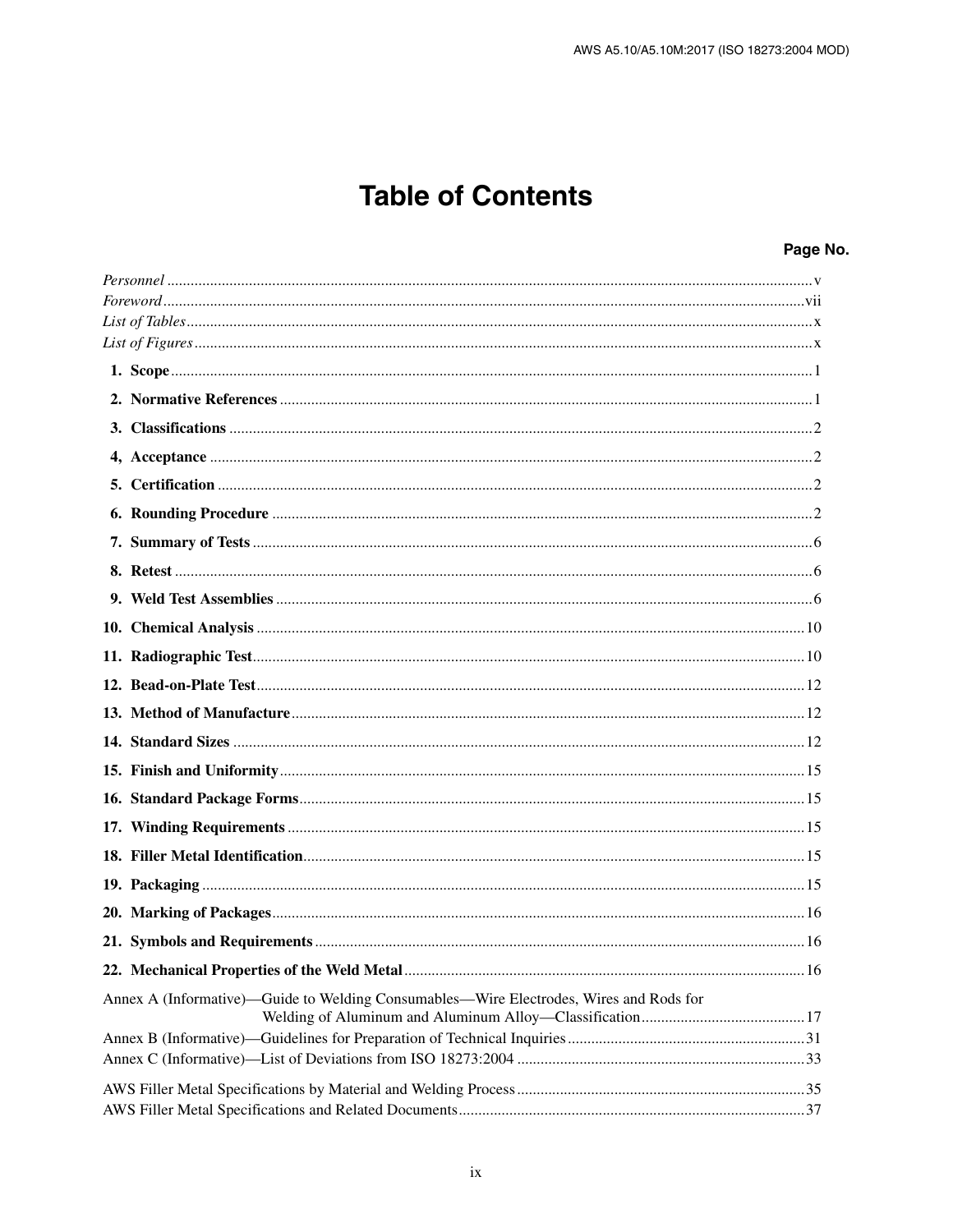# Table of Contents

| | Page No. |
|---|---|
| *Personnel* | v |
| *Foreword* | vii |
| *List of Tables* | x |
| *List of Figures* | x |
| **1. Scope** | 1 |
| **2. Normative References** | 1 |
| **3. Classifications** | 2 |
| **4, Acceptance** | 2 |
| **5. Certification** | 2 |
| **6. Rounding Procedure** | 2 |
| **7. Summary of Tests** | 6 |
| **8. Retest** | 6 |
| **9. Weld Test Assemblies** | 6 |
| **10. Chemical Analysis** | 10 |
| **11. Radiographic Test** | 10 |
| **12. Bead-on-Plate Test** | 12 |
| **13. Method of Manufacture** | 12 |
| **14. Standard Sizes** | 12 |
| **15. Finish and Uniformity** | 15 |
| **16. Standard Package Forms** | 15 |
| **17. Winding Requirements** | 15 |
| **18. Filler Metal Identification** | 15 |
| **19. Packaging** | 15 |
| **20. Marking of Packages** | 16 |
| **21. Symbols and Requirements** | 16 |
| **22. Mechanical Properties of the Weld Metal** | 16 |
| Annex A (Informative)—Guide to Welding Consumables—Wire Electrodes, Wires and Rods for Welding of Aluminum and Aluminum Alloy—Classification | 17 |
| Annex B (Informative)—Guidelines for Preparation of Technical Inquiries | 31 |
| Annex C (Informative)—List of Deviations from ISO 18273:2004 | 33 |
| AWS Filler Metal Specifications by Material and Welding Process | 35 |
| AWS Filler Metal Specifications and Related Documents | 37 |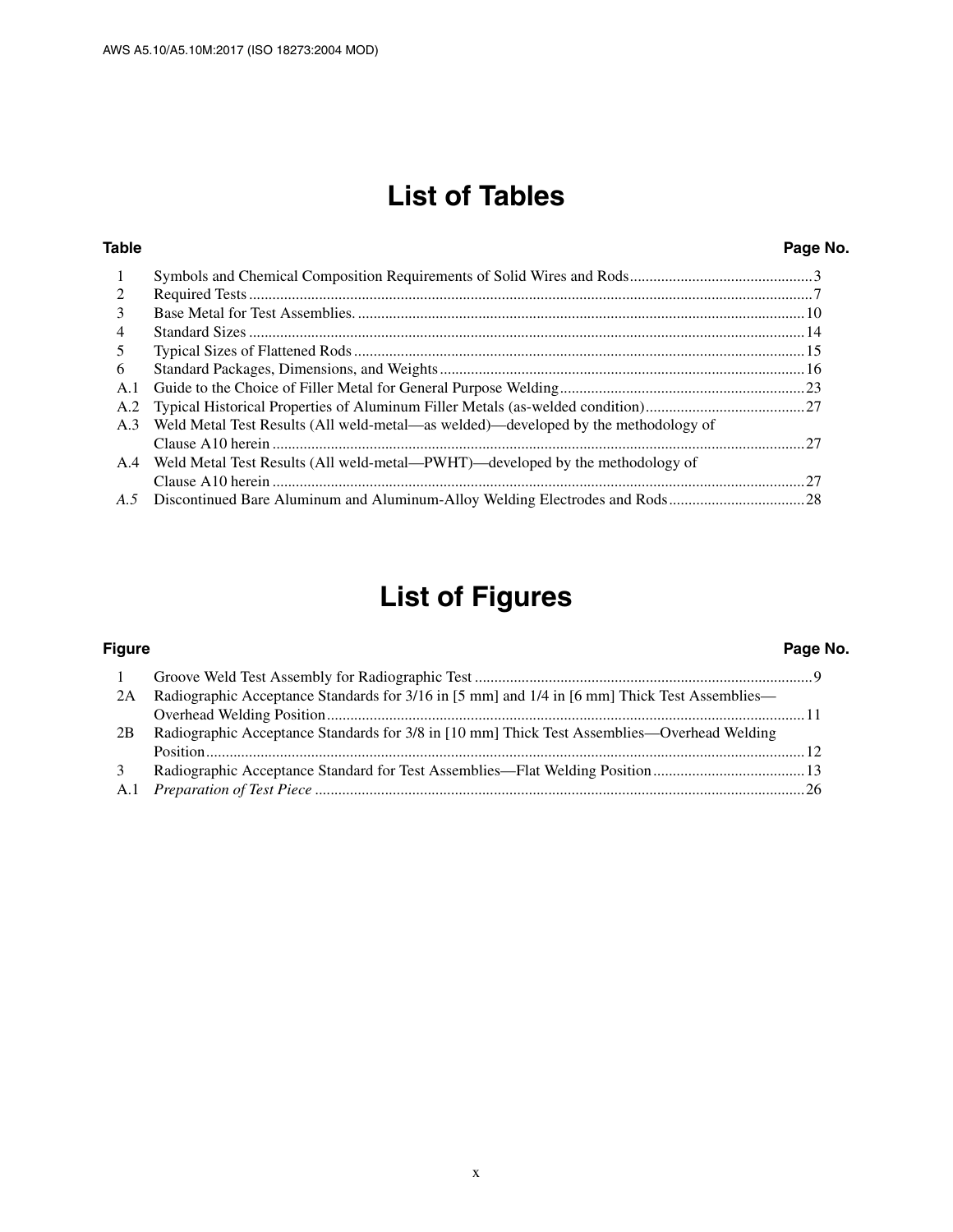# List of Tables

| Table | | Page No. |
|---|---|---|
| 1 | Symbols and Chemical Composition Requirements of Solid Wires and Rods | 3 |
| 2 | Required Tests | 7 |
| 3 | Base Metal for Test Assemblies. | 10 |
| 4 | Standard Sizes | 14 |
| 5 | Typical Sizes of Flattened Rods | 15 |
| 6 | Standard Packages, Dimensions, and Weights | 16 |
| A.1 | Guide to the Choice of Filler Metal for General Purpose Welding | 23 |
| A.2 | Typical Historical Properties of Aluminum Filler Metals (as-welded condition) | 27 |
| A.3 | Weld Metal Test Results (All weld-metal—as welded)—developed by the methodology of Clause A10 herein | 27 |
| A.4 | Weld Metal Test Results (All weld-metal—PWHT)—developed by the methodology of Clause A10 herein | 27 |
| *A.5* | Discontinued Bare Aluminum and Aluminum-Alloy Welding Electrodes and Rods | 28 |

# List of Figures

| Figure | | Page No. |
|---|---|---|
| 1 | Groove Weld Test Assembly for Radiographic Test | 9 |
| 2A | Radiographic Acceptance Standards for 3/16 in [5 mm] and 1/4 in [6 mm] Thick Test Assemblies—Overhead Welding Position | 11 |
| 2B | Radiographic Acceptance Standards for 3/8 in [10 mm] Thick Test Assemblies—Overhead Welding Position | 12 |
| 3 | Radiographic Acceptance Standard for Test Assemblies—Flat Welding Position | 13 |
| A.1 | *Preparation of Test Piece* | 26 |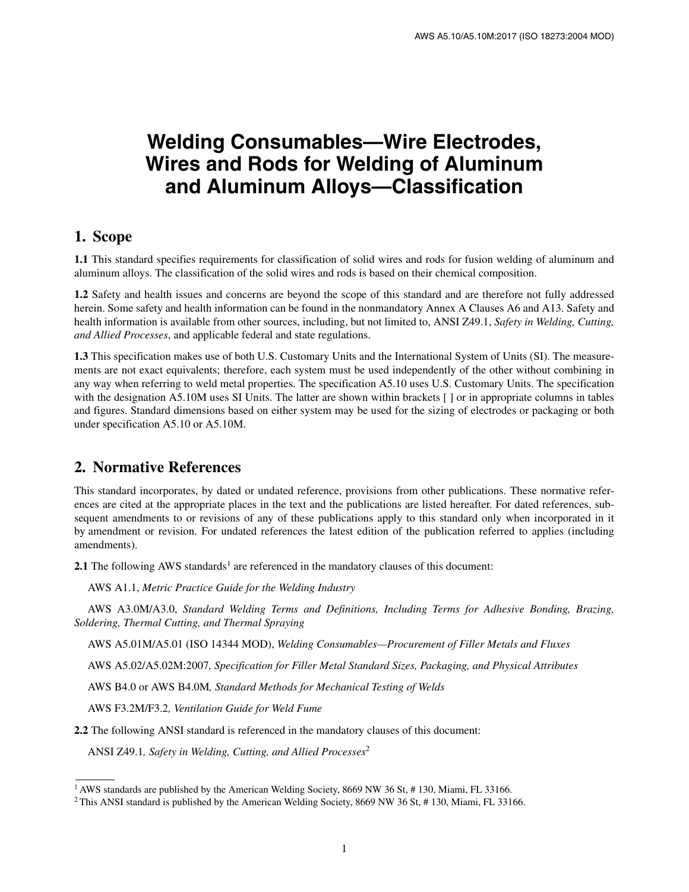# Welding Consumables—Wire Electrodes, Wires and Rods for Welding of Aluminum and Aluminum Alloys—Classification

## 1. Scope

**1.1** This standard specifies requirements for classification of solid wires and rods for fusion welding of aluminum and aluminum alloys. The classification of the solid wires and rods is based on their chemical composition.

**1.2** Safety and health issues and concerns are beyond the scope of this standard and are therefore not fully addressed herein. Some safety and health information can be found in the nonmandatory Annex A Clauses A6 and A13. Safety and health information is available from other sources, including, but not limited to, ANSI Z49.1, *Safety in Welding, Cutting, and Allied Processes*, and applicable federal and state regulations.

**1.3** This specification makes use of both U.S. Customary Units and the International System of Units (SI). The measurements are not exact equivalents; therefore, each system must be used independently of the other without combining in any way when referring to weld metal properties. The specification A5.10 uses U.S. Customary Units. The specification with the designation A5.10M uses SI Units. The latter are shown within brackets [ ] or in appropriate columns in tables and figures. Standard dimensions based on either system may be used for the sizing of electrodes or packaging or both under specification A5.10 or A5.10M.

## 2. Normative References

This standard incorporates, by dated or undated reference, provisions from other publications. These normative references are cited at the appropriate places in the text and the publications are listed hereafter. For dated references, subsequent amendments to or revisions of any of these publications apply to this standard only when incorporated in it by amendment or revision. For undated references the latest edition of the publication referred to applies (including amendments).

**2.1** The following AWS standards[1] are referenced in the mandatory clauses of this document:

AWS A1.1, *Metric Practice Guide for the Welding Industry*

AWS A3.0M/A3.0, *Standard Welding Terms and Definitions, Including Terms for Adhesive Bonding, Brazing, Soldering, Thermal Cutting, and Thermal Spraying*

AWS A5.01M/A5.01 (ISO 14344 MOD), *Welding Consumables—Procurement of Filler Metals and Fluxes*

AWS A5.02/A5.02M:2007, *Specification for Filler Metal Standard Sizes, Packaging, and Physical Attributes*

AWS B4.0 or AWS B4.0M, *Standard Methods for Mechanical Testing of Welds*

AWS F3.2M/F3.2, *Ventilation Guide for Weld Fume*

**2.2** The following ANSI standard is referenced in the mandatory clauses of this document:

ANSI Z49.1, *Safety in Welding, Cutting, and Allied Processes*[2]

---

[1] AWS standards are published by the American Welding Society, 8669 NW 36 St, # 130, Miami, FL 33166.

[2] This ANSI standard is published by the American Welding Society, 8669 NW 36 St, # 130, Miami, FL 33166.